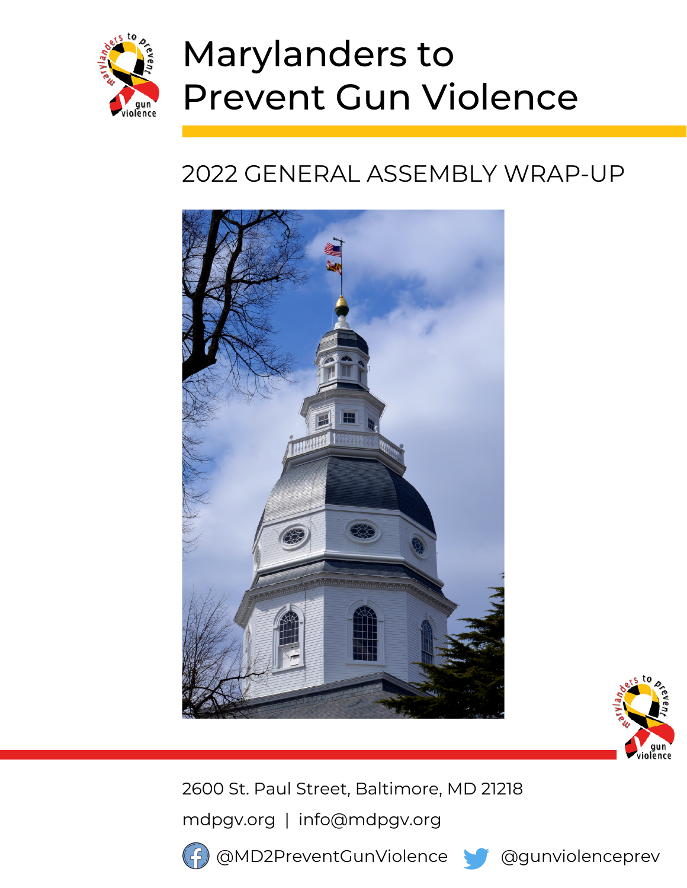# Marylanders to Prevent Gun Violence

## 2022 GENERAL ASSEMBLY WRAP-UP

2600 St. Paul Street, Baltimore, MD 21218

mdpgv.org | info@mdpgv.org

@MD2PreventGunViolence @gunviolenceprev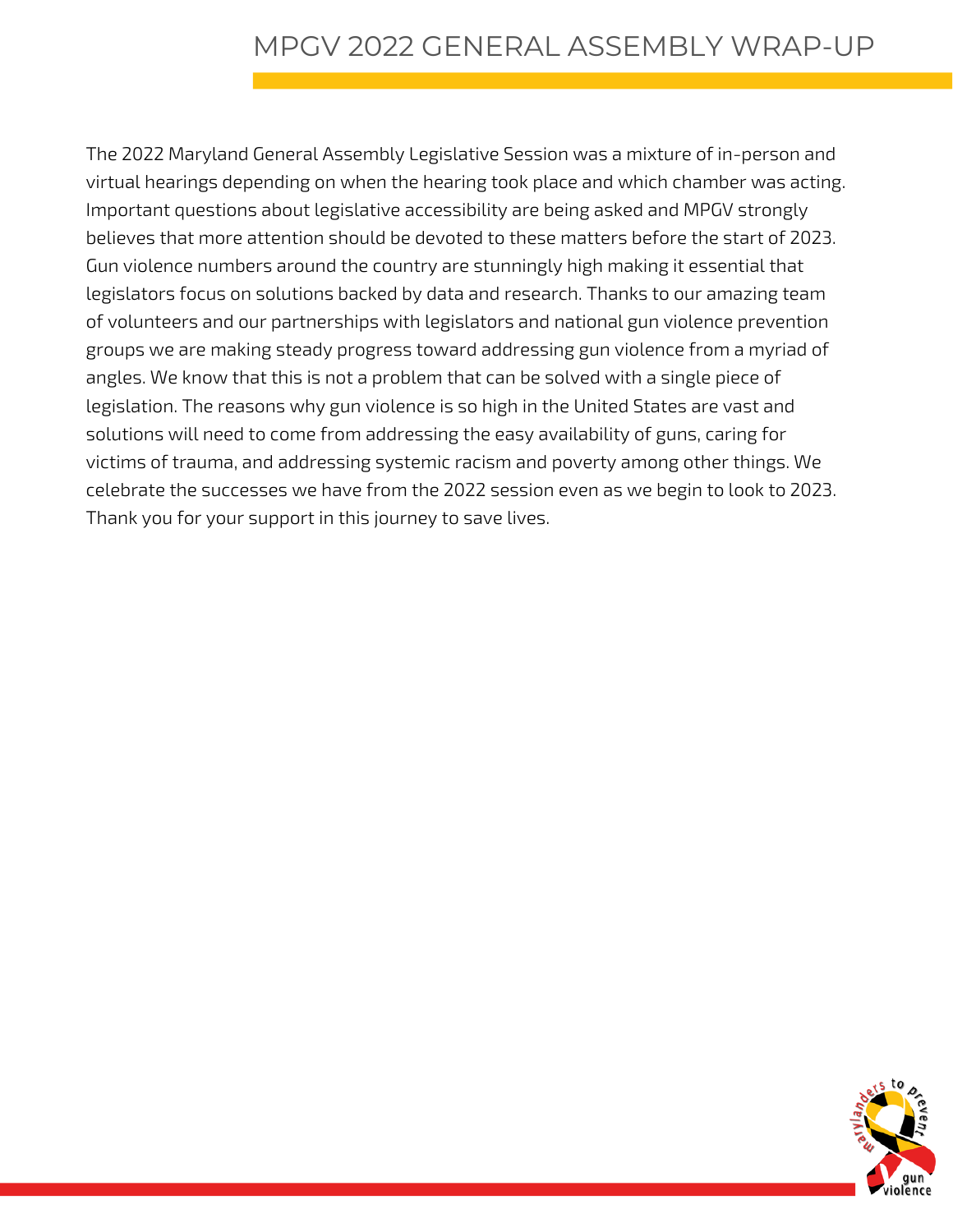# MPGV 2022 GENERAL ASSEMBLY WRAP-UP

The 2022 Maryland General Assembly Legislative Session was a mixture of in-person and virtual hearings depending on when the hearing took place and which chamber was acting. Important questions about legislative accessibility are being asked and MPGV strongly believes that more attention should be devoted to these matters before the start of 2023. Gun violence numbers around the country are stunningly high making it essential that legislators focus on solutions backed by data and research. Thanks to our amazing team of volunteers and our partnerships with legislators and national gun violence prevention groups we are making steady progress toward addressing gun violence from a myriad of angles. We know that this is not a problem that can be solved with a single piece of legislation. The reasons why gun violence is so high in the United States are vast and solutions will need to come from addressing the easy availability of guns, caring for victims of trauma, and addressing systemic racism and poverty among other things. We celebrate the successes we have from the 2022 session even as we begin to look to 2023. Thank you for your support in this journey to save lives.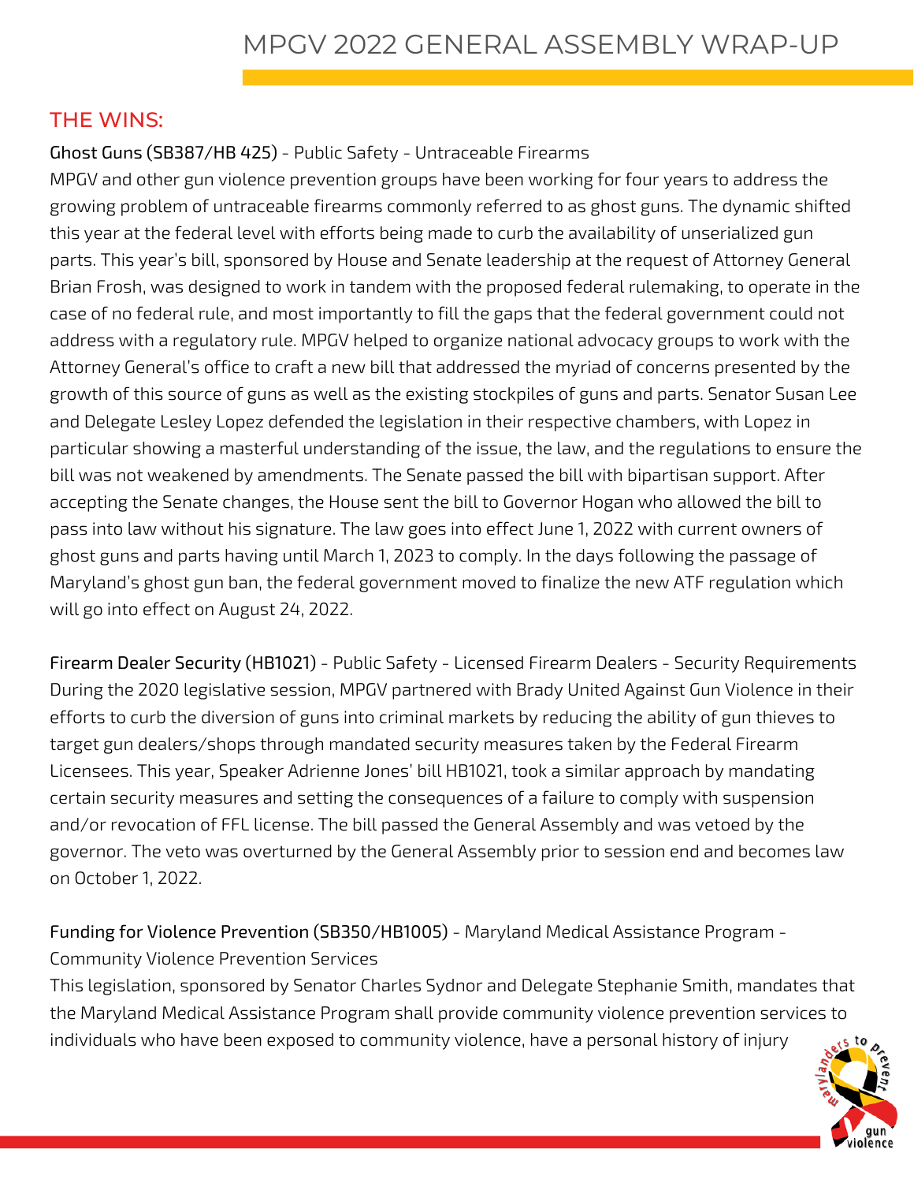# MPGV 2022 GENERAL ASSEMBLY WRAP-UP

## THE WINS:

Ghost Guns (SB387/HB 425) - Public Safety - Untraceable Firearms

MPGV and other gun violence prevention groups have been working for four years to address the growing problem of untraceable firearms commonly referred to as ghost guns. The dynamic shifted this year at the federal level with efforts being made to curb the availability of unserialized gun parts. This year's bill, sponsored by House and Senate leadership at the request of Attorney General Brian Frosh, was designed to work in tandem with the proposed federal rulemaking, to operate in the case of no federal rule, and most importantly to fill the gaps that the federal government could not address with a regulatory rule. MPGV helped to organize national advocacy groups to work with the Attorney General's office to craft a new bill that addressed the myriad of concerns presented by the growth of this source of guns as well as the existing stockpiles of guns and parts. Senator Susan Lee and Delegate Lesley Lopez defended the legislation in their respective chambers, with Lopez in particular showing a masterful understanding of the issue, the law, and the regulations to ensure the bill was not weakened by amendments. The Senate passed the bill with bipartisan support. After accepting the Senate changes, the House sent the bill to Governor Hogan who allowed the bill to pass into law without his signature. The law goes into effect June 1, 2022 with current owners of ghost guns and parts having until March 1, 2023 to comply. In the days following the passage of Maryland's ghost gun ban, the federal government moved to finalize the new ATF regulation which will go into effect on August 24, 2022.

Firearm Dealer Security (HB1021) - Public Safety - Licensed Firearm Dealers - Security Requirements

During the 2020 legislative session, MPGV partnered with Brady United Against Gun Violence in their efforts to curb the diversion of guns into criminal markets by reducing the ability of gun thieves to target gun dealers/shops through mandated security measures taken by the Federal Firearm Licensees. This year, Speaker Adrienne Jones' bill HB1021, took a similar approach by mandating certain security measures and setting the consequences of a failure to comply with suspension and/or revocation of FFL license. The bill passed the General Assembly and was vetoed by the governor. The veto was overturned by the General Assembly prior to session end and becomes law on October 1, 2022.

Funding for Violence Prevention (SB350/HB1005) - Maryland Medical Assistance Program - Community Violence Prevention Services

This legislation, sponsored by Senator Charles Sydnor and Delegate Stephanie Smith, mandates that the Maryland Medical Assistance Program shall provide community violence prevention services to individuals who have been exposed to community violence, have a personal history of injury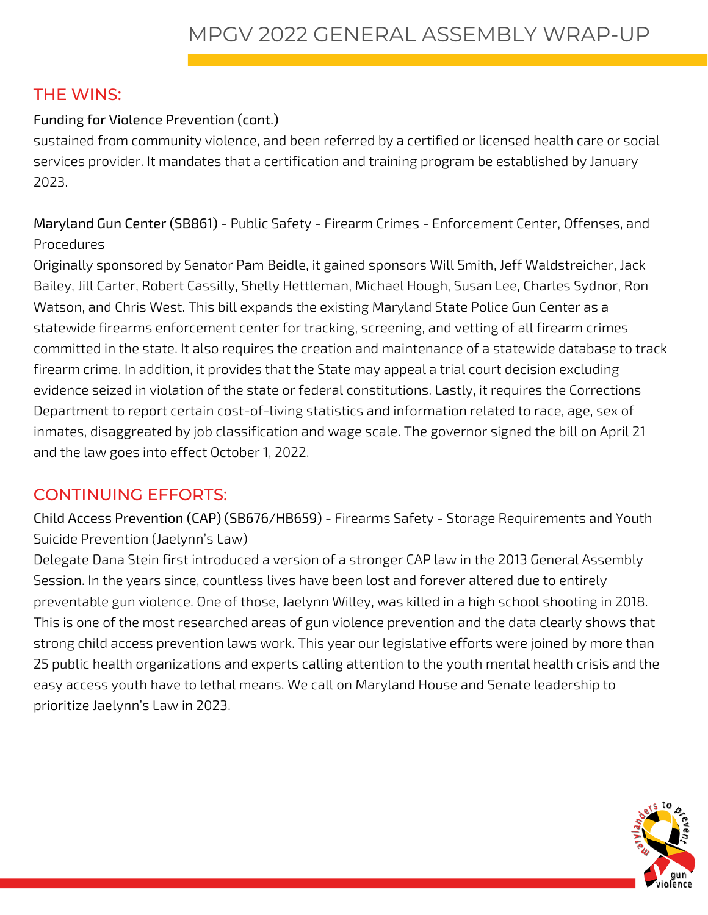## THE WINS:

Funding for Violence Prevention (cont.)

sustained from community violence, and been referred by a certified or licensed health care or social services provider. It mandates that a certification and training program be established by January 2023.

Maryland Gun Center (SB861) - Public Safety - Firearm Crimes - Enforcement Center, Offenses, and Procedures

Originally sponsored by Senator Pam Beidle, it gained sponsors Will Smith, Jeff Waldstreicher, Jack Bailey, Jill Carter, Robert Cassilly, Shelly Hettleman, Michael Hough, Susan Lee, Charles Sydnor, Ron Watson, and Chris West. This bill expands the existing Maryland State Police Gun Center as a statewide firearms enforcement center for tracking, screening, and vetting of all firearm crimes committed in the state. It also requires the creation and maintenance of a statewide database to track firearm crime. In addition, it provides that the State may appeal a trial court decision excluding evidence seized in violation of the state or federal constitutions. Lastly, it requires the Corrections Department to report certain cost-of-living statistics and information related to race, age, sex of inmates, disaggregated by job classification and wage scale. The governor signed the bill on April 21 and the law goes into effect October 1, 2022.

## CONTINUING EFFORTS:

Child Access Prevention (CAP) (SB676/HB659) - Firearms Safety - Storage Requirements and Youth Suicide Prevention (Jaelynn's Law)

Delegate Dana Stein first introduced a version of a stronger CAP law in the 2013 General Assembly Session. In the years since, countless lives have been lost and forever altered due to entirely preventable gun violence. One of those, Jaelynn Willey, was killed in a high school shooting in 2018. This is one of the most researched areas of gun violence prevention and the data clearly shows that strong child access prevention laws work. This year our legislative efforts were joined by more than 25 public health organizations and experts calling attention to the youth mental health crisis and the easy access youth have to lethal means. We call on Maryland House and Senate leadership to prioritize Jaelynn's Law in 2023.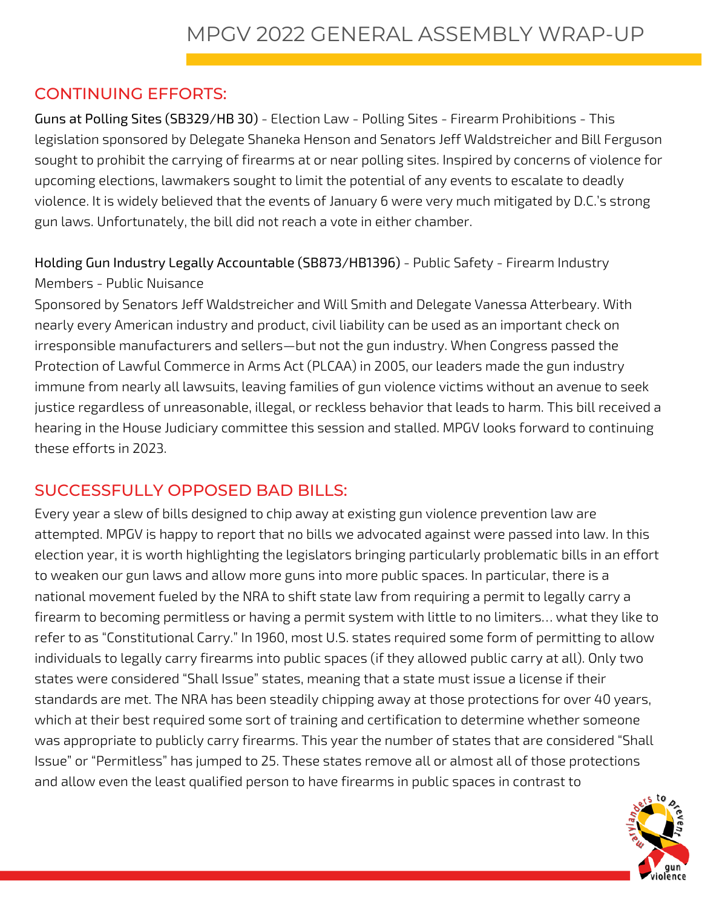# MPGV 2022 GENERAL ASSEMBLY WRAP-UP

## CONTINUING EFFORTS:

Guns at Polling Sites (SB329/HB 30) - Election Law - Polling Sites - Firearm Prohibitions - This legislation sponsored by Delegate Shaneka Henson and Senators Jeff Waldstreicher and Bill Ferguson sought to prohibit the carrying of firearms at or near polling sites. Inspired by concerns of violence for upcoming elections, lawmakers sought to limit the potential of any events to escalate to deadly violence. It is widely believed that the events of January 6 were very much mitigated by D.C.'s strong gun laws. Unfortunately, the bill did not reach a vote in either chamber.

Holding Gun Industry Legally Accountable (SB873/HB1396) - Public Safety - Firearm Industry Members - Public Nuisance

Sponsored by Senators Jeff Waldstreicher and Will Smith and Delegate Vanessa Atterbeary. With nearly every American industry and product, civil liability can be used as an important check on irresponsible manufacturers and sellers—but not the gun industry. When Congress passed the Protection of Lawful Commerce in Arms Act (PLCAA) in 2005, our leaders made the gun industry immune from nearly all lawsuits, leaving families of gun violence victims without an avenue to seek justice regardless of unreasonable, illegal, or reckless behavior that leads to harm. This bill received a hearing in the House Judiciary committee this session and stalled. MPGV looks forward to continuing these efforts in 2023.

## SUCCESSFULLY OPPOSED BAD BILLS:

Every year a slew of bills designed to chip away at existing gun violence prevention law are attempted. MPGV is happy to report that no bills we advocated against were passed into law. In this election year, it is worth highlighting the legislators bringing particularly problematic bills in an effort to weaken our gun laws and allow more guns into more public spaces. In particular, there is a national movement fueled by the NRA to shift state law from requiring a permit to legally carry a firearm to becoming permitless or having a permit system with little to no limiters... what they like to refer to as "Constitutional Carry." In 1960, most U.S. states required some form of permitting to allow individuals to legally carry firearms into public spaces (if they allowed public carry at all). Only two states were considered "Shall Issue" states, meaning that a state must issue a license if their standards are met. The NRA has been steadily chipping away at those protections for over 40 years, which at their best required some sort of training and certification to determine whether someone was appropriate to publicly carry firearms. This year the number of states that are considered "Shall Issue" or "Permitless" has jumped to 25. These states remove all or almost all of those protections and allow even the least qualified person to have firearms in public spaces in contrast to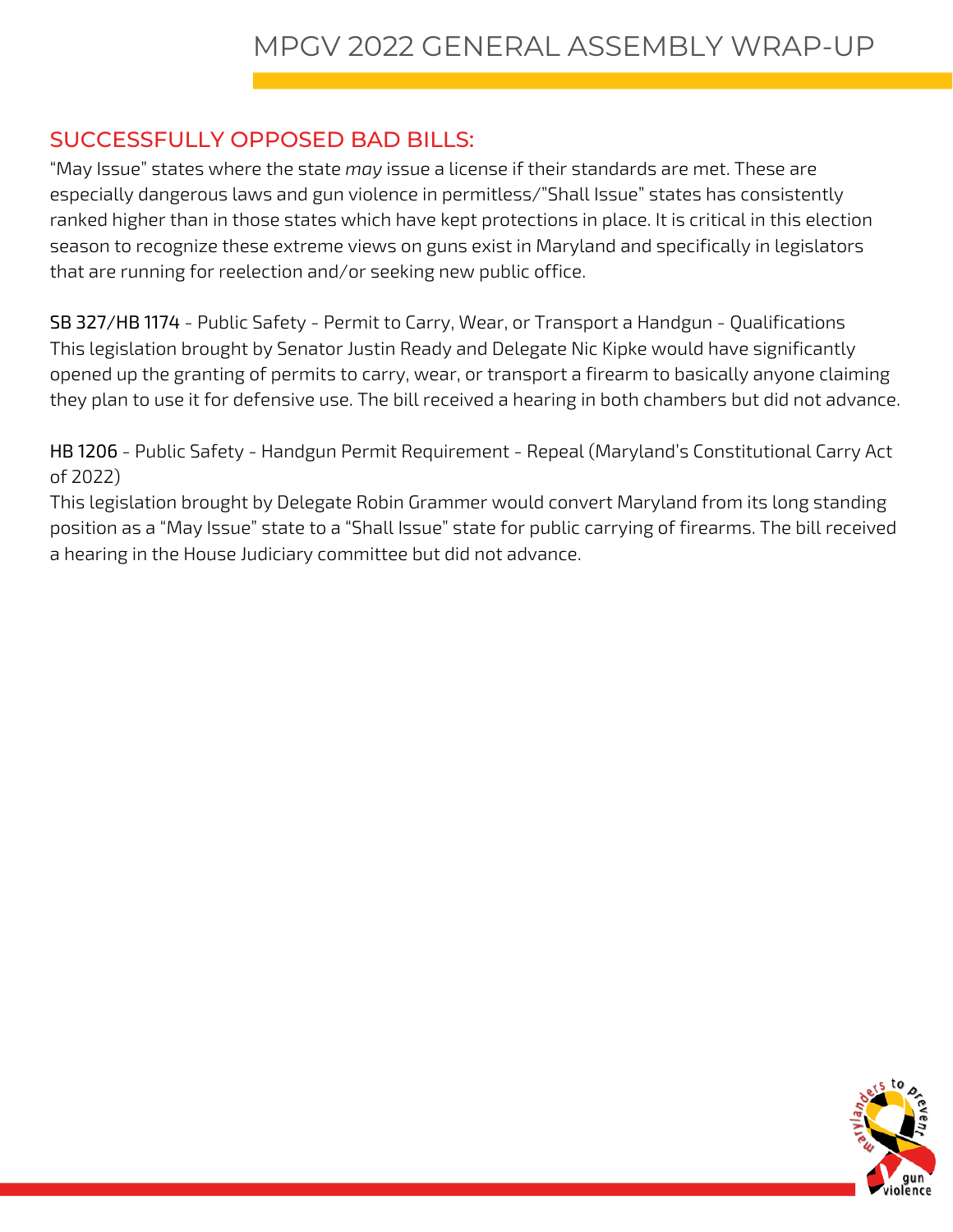## SUCCESSFULLY OPPOSED BAD BILLS:

"May Issue" states where the state *may* issue a license if their standards are met. These are especially dangerous laws and gun violence in permitless/"Shall Issue" states has consistently ranked higher than in those states which have kept protections in place. It is critical in this election season to recognize these extreme views on guns exist in Maryland and specifically in legislators that are running for reelection and/or seeking new public office.

**SB 327/HB 1174** - Public Safety - Permit to Carry, Wear, or Transport a Handgun - Qualifications
This legislation brought by Senator Justin Ready and Delegate Nic Kipke would have significantly opened up the granting of permits to carry, wear, or transport a firearm to basically anyone claiming they plan to use it for defensive use. The bill received a hearing in both chambers but did not advance.

**HB 1206** - Public Safety - Handgun Permit Requirement - Repeal (Maryland's Constitutional Carry Act of 2022)
This legislation brought by Delegate Robin Grammer would convert Maryland from its long standing position as a "May Issue" state to a "Shall Issue" state for public carrying of firearms. The bill received a hearing in the House Judiciary committee but did not advance.